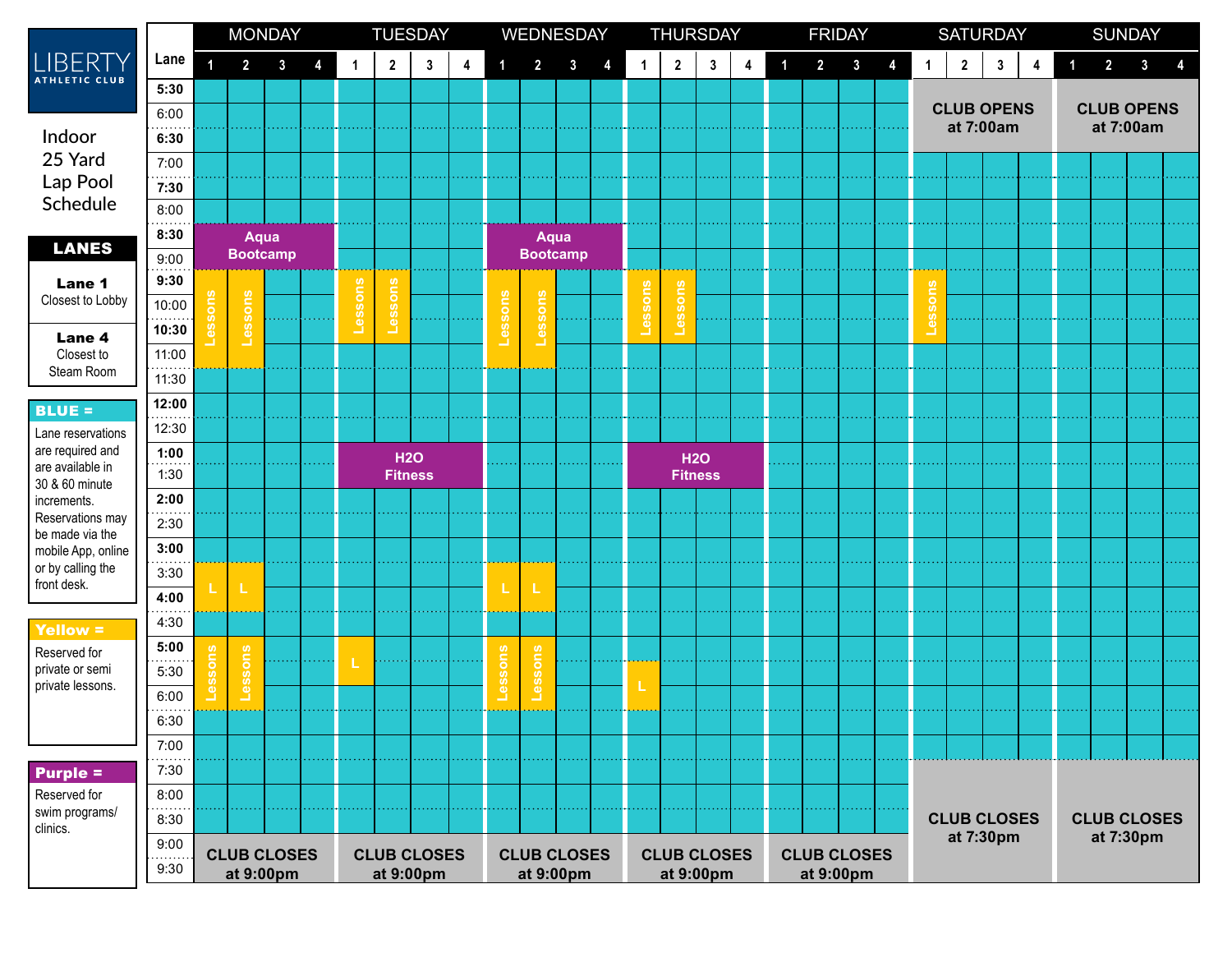# LIBERTY ATHLETIC CLUB

## Indoor 25 Yard Lap Pool Schedule

**LANES**

**Lane 1** Closest to Lobby

**Lane 4** Closest to Steam Room

**BLUE =** Lane reservations are required and are available in 30 & 60 minute increments. Reservations may be made via the mobile App, online or by calling the front desk.

**Yellow =** Reserved for private or semi private lessons.

**Purple =** Reserved for swim programs/ clinics.

| Time | Monday | Tuesday | Wednesday | Thursday | Friday | Saturday | Sunday |
|---|---|---|---|---|---|---|---|
| 5:30–7:00 | | | | | | CLUB OPENS at 7:00am | CLUB OPENS at 7:00am |
| 8:30–9:30 | Aqua Bootcamp (Lanes 1–4) | | Aqua Bootcamp (Lanes 1–4) | | | | |
| 9:30–10:30 | Lessons (Lanes 1, 2) | Lessons (Lanes 1, 2) | Lessons (Lanes 1, 2) | Lessons (Lanes 1, 2) | | Lessons (Lane 1) | |
| 10:30–11:00 | Lessons (Lanes 1, 2) | | Lessons (Lanes 1, 2) | | | | |
| 1:00–2:00 | | H2O Fitness (Lanes 1–4) | | H2O Fitness (Lanes 1–4) | | | |
| 3:30–4:30 | L (Lanes 1, 2) | | L (Lanes 1, 2) | | | | |
| 5:00–5:30 | Lessons (Lanes 1, 2) | L (Lane 1) | Lessons (Lanes 1, 2) | | | | |
| 5:30–6:00 | Lessons (Lanes 1, 2) | | Lessons (Lanes 1, 2) | L (Lane 1) | | | |
| 6:00–6:30 | Lessons (Lanes 1, 2) | | Lessons (Lanes 1, 2) | L (Lane 1) | | | |
| 7:30 | | | | | | CLUB CLOSES at 7:30pm | CLUB CLOSES at 7:30pm |
| 9:00 | CLUB CLOSES at 9:00pm | CLUB CLOSES at 9:00pm | CLUB CLOSES at 9:00pm | CLUB CLOSES at 9:00pm | CLUB CLOSES at 9:00pm | | |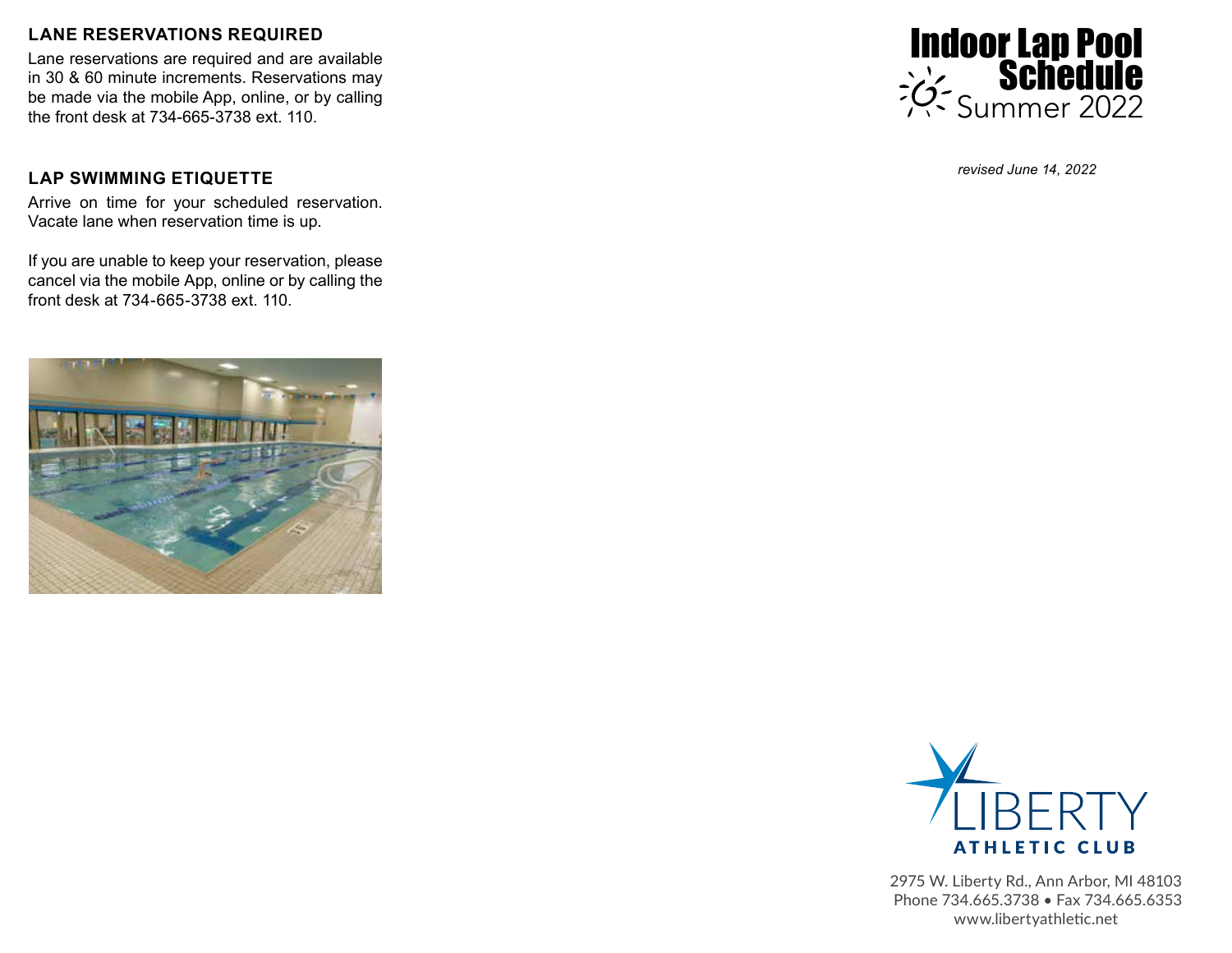## LANE RESERVATIONS REQUIRED

Lane reservations are required and are available in 30 & 60 minute increments. Reservations may be made via the mobile App, online, or by calling the front desk at 734-665-3738 ext. 110.

## LAP SWIMMING ETIQUETTE

Arrive on time for your scheduled reservation. Vacate lane when reservation time is up.

If you are unable to keep your reservation, please cancel via the mobile App, online or by calling the front desk at 734-665-3738 ext. 110.

# Indoor Lap Pool Schedule

Summer 2022

*revised June 14, 2022*

LIBERTY ATHLETIC CLUB

2975 W. Liberty Rd., Ann Arbor, MI 48103
Phone 734.665.3738 • Fax 734.665.6353
www.libertyathletic.net